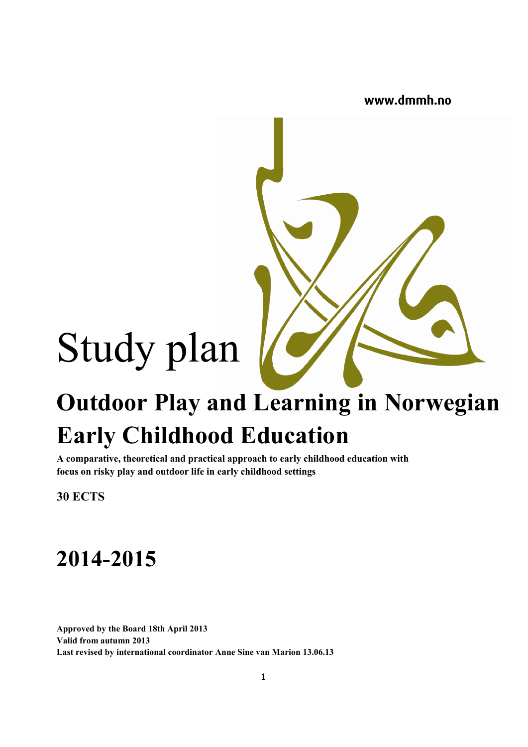www.dmmh.no

# Study plan

# Outdoor Play and Learning in Norwegian Early Childhood Education

**A comparative, theoretical and practical approach to early childhood education with focus on risky play and outdoor life in early childhood settings**

**30 ECTS**

# 2014-2015

**Approved by the Board 18th April 2013**
**Valid from autumn 2013**
**Last revised by international coordinator Anne Sine van Marion 13.06.13**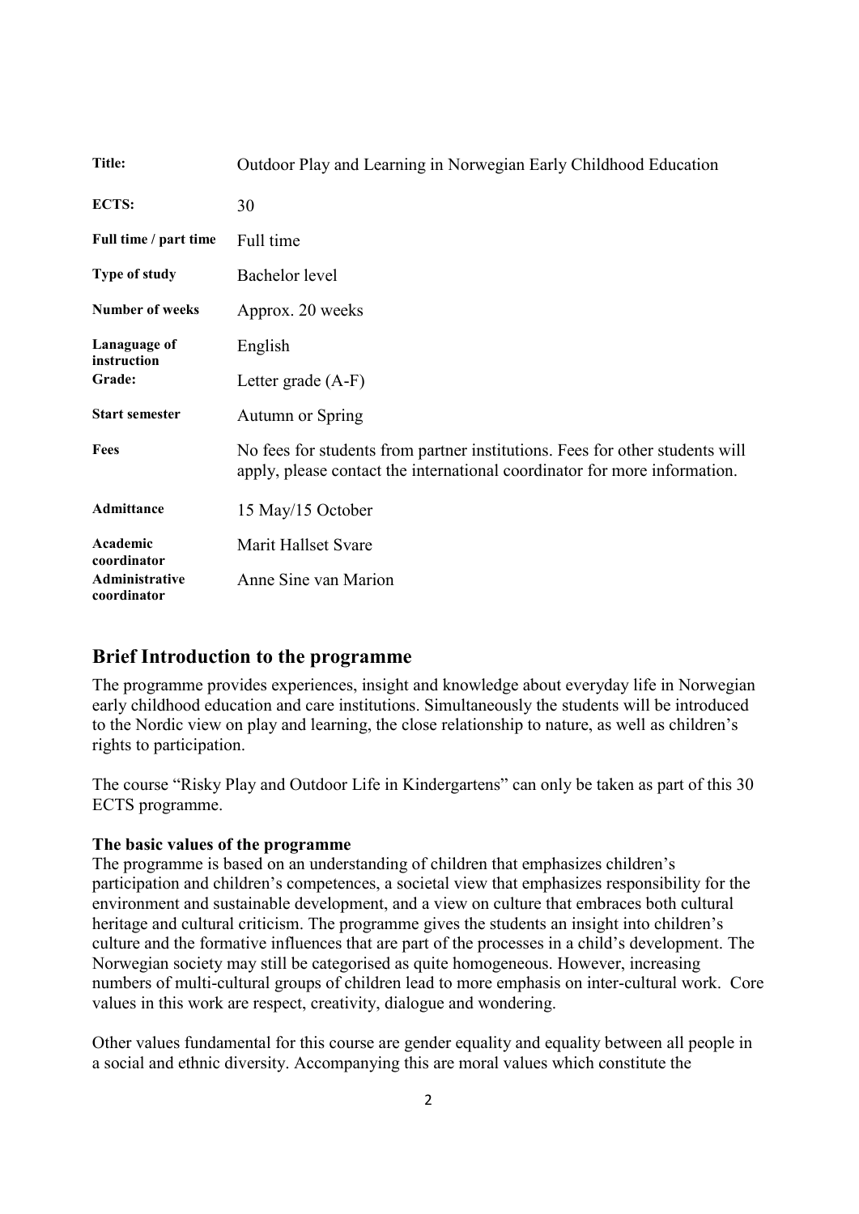| | |
|---|---|
| **Title:** | Outdoor Play and Learning in Norwegian Early Childhood Education |
| **ECTS:** | 30 |
| **Full time / part time** | Full time |
| **Type of study** | Bachelor level |
| **Number of weeks** | Approx. 20 weeks |
| **Lanaguage of instruction** | English |
| **Grade:** | Letter grade (A-F) |
| **Start semester** | Autumn or Spring |
| **Fees** | No fees for students from partner institutions. Fees for other students will apply, please contact the international coordinator for more information. |
| **Admittance** | 15 May/15 October |
| **Academic coordinator** | Marit Hallset Svare |
| **Administrative coordinator** | Anne Sine van Marion |

## Brief Introduction to the programme

The programme provides experiences, insight and knowledge about everyday life in Norwegian early childhood education and care institutions. Simultaneously the students will be introduced to the Nordic view on play and learning, the close relationship to nature, as well as children's rights to participation.

The course "Risky Play and Outdoor Life in Kindergartens" can only be taken as part of this 30 ECTS programme.

**The basic values of the programme**

The programme is based on an understanding of children that emphasizes children's participation and children's competences, a societal view that emphasizes responsibility for the environment and sustainable development, and a view on culture that embraces both cultural heritage and cultural criticism. The programme gives the students an insight into children's culture and the formative influences that are part of the processes in a child's development. The Norwegian society may still be categorised as quite homogeneous. However, increasing numbers of multi-cultural groups of children lead to more emphasis on inter-cultural work. Core values in this work are respect, creativity, dialogue and wondering.

Other values fundamental for this course are gender equality and equality between all people in a social and ethnic diversity. Accompanying this are moral values which constitute the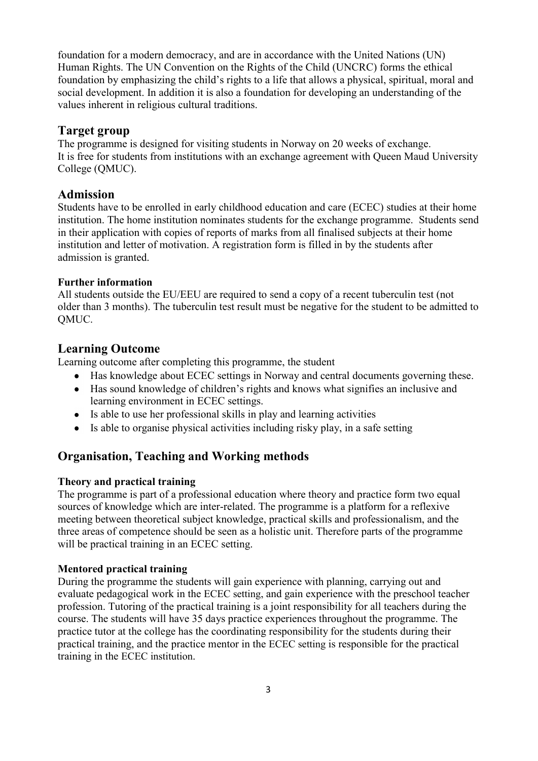foundation for a modern democracy, and are in accordance with the United Nations (UN) Human Rights. The UN Convention on the Rights of the Child (UNCRC) forms the ethical foundation by emphasizing the child's rights to a life that allows a physical, spiritual, moral and social development. In addition it is also a foundation for developing an understanding of the values inherent in religious cultural traditions.

## Target group

The programme is designed for visiting students in Norway on 20 weeks of exchange. It is free for students from institutions with an exchange agreement with Queen Maud University College (QMUC).

## Admission

Students have to be enrolled in early childhood education and care (ECEC) studies at their home institution. The home institution nominates students for the exchange programme. Students send in their application with copies of reports of marks from all finalised subjects at their home institution and letter of motivation. A registration form is filled in by the students after admission is granted.

### Further information

All students outside the EU/EEU are required to send a copy of a recent tuberculin test (not older than 3 months). The tuberculin test result must be negative for the student to be admitted to QMUC.

## Learning Outcome

Learning outcome after completing this programme, the student

- Has knowledge about ECEC settings in Norway and central documents governing these.
- Has sound knowledge of children's rights and knows what signifies an inclusive and learning environment in ECEC settings.
- Is able to use her professional skills in play and learning activities
- Is able to organise physical activities including risky play, in a safe setting

## Organisation, Teaching and Working methods

### Theory and practical training

The programme is part of a professional education where theory and practice form two equal sources of knowledge which are inter-related. The programme is a platform for a reflexive meeting between theoretical subject knowledge, practical skills and professionalism, and the three areas of competence should be seen as a holistic unit. Therefore parts of the programme will be practical training in an ECEC setting.

### Mentored practical training

During the programme the students will gain experience with planning, carrying out and evaluate pedagogical work in the ECEC setting, and gain experience with the preschool teacher profession. Tutoring of the practical training is a joint responsibility for all teachers during the course. The students will have 35 days practice experiences throughout the programme. The practice tutor at the college has the coordinating responsibility for the students during their practical training, and the practice mentor in the ECEC setting is responsible for the practical training in the ECEC institution.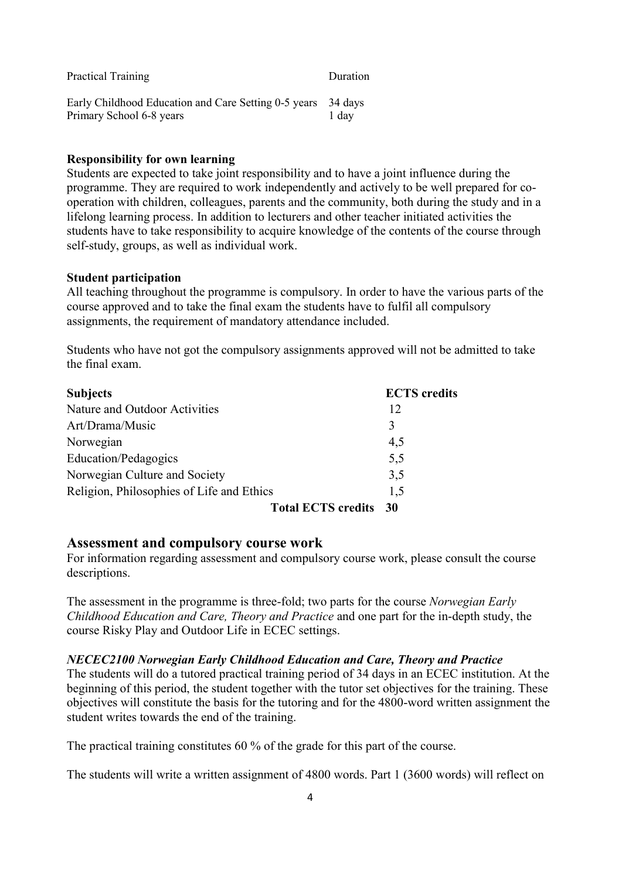| Practical Training | Duration |
|---|---|
| Early Childhood Education and Care Setting 0-5 years | 34 days |
| Primary School 6-8 years | 1 day |

**Responsibility for own learning**

Students are expected to take joint responsibility and to have a joint influence during the programme. They are required to work independently and actively to be well prepared for co-operation with children, colleagues, parents and the community, both during the study and in a lifelong learning process. In addition to lecturers and other teacher initiated activities the students have to take responsibility to acquire knowledge of the contents of the course through self-study, groups, as well as individual work.

**Student participation**

All teaching throughout the programme is compulsory. In order to have the various parts of the course approved and to take the final exam the students have to fulfil all compulsory assignments, the requirement of mandatory attendance included.

Students who have not got the compulsory assignments approved will not be admitted to take the final exam.

| **Subjects** | **ECTS credits** |
|---|---|
| Nature and Outdoor Activities | 12 |
| Art/Drama/Music | 3 |
| Norwegian | 4,5 |
| Education/Pedagogics | 5,5 |
| Norwegian Culture and Society | 3,5 |
| Religion, Philosophies of Life and Ethics | 1,5 |
| **Total ECTS credits** | **30** |

## Assessment and compulsory course work

For information regarding assessment and compulsory course work, please consult the course descriptions.

The assessment in the programme is three-fold; two parts for the course *Norwegian Early Childhood Education and Care, Theory and Practice* and one part for the in-depth study, the course Risky Play and Outdoor Life in ECEC settings.

***NECEC2100 Norwegian Early Childhood Education and Care, Theory and Practice***

The students will do a tutored practical training period of 34 days in an ECEC institution. At the beginning of this period, the student together with the tutor set objectives for the training. These objectives will constitute the basis for the tutoring and for the 4800-word written assignment the student writes towards the end of the training.

The practical training constitutes 60 % of the grade for this part of the course.

The students will write a written assignment of 4800 words. Part 1 (3600 words) will reflect on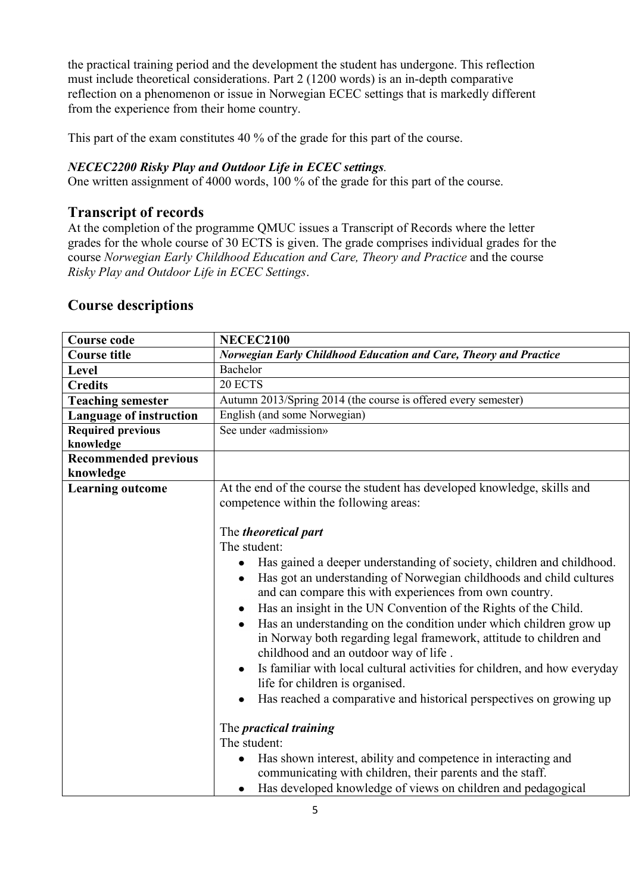the practical training period and the development the student has undergone. This reflection must include theoretical considerations. Part 2 (1200 words) is an in-depth comparative reflection on a phenomenon or issue in Norwegian ECEC settings that is markedly different from the experience from their home country.

This part of the exam constitutes 40 % of the grade for this part of the course.

***NECEC2200 Risky Play and Outdoor Life in ECEC settings***.
One written assignment of 4000 words, 100 % of the grade for this part of the course.

## Transcript of records

At the completion of the programme QMUC issues a Transcript of Records where the letter grades for the whole course of 30 ECTS is given. The grade comprises individual grades for the course *Norwegian Early Childhood Education and Care, Theory and Practice* and the course *Risky Play and Outdoor Life in ECEC Settings*.

## Course descriptions

| **Course code** | **NECEC2100** |
|---|---|
| **Course title** | ***Norwegian Early Childhood Education and Care, Theory and Practice*** |
| **Level** | Bachelor |
| **Credits** | 20 ECTS |
| **Teaching semester** | Autumn 2013/Spring 2014 (the course is offered every semester) |
| **Language of instruction** | English (and some Norwegian) |
| **Required previous knowledge** | See under «admission» |
| **Recommended previous knowledge** | |
| **Learning outcome** | At the end of the course the student has developed knowledge, skills and competence within the following areas:<br><br>The ***theoretical part***<br>The student:<br>• Has gained a deeper understanding of society, children and childhood.<br>• Has got an understanding of Norwegian childhoods and child cultures and can compare this with experiences from own country.<br>• Has an insight in the UN Convention of the Rights of the Child.<br>• Has an understanding on the condition under which children grow up in Norway both regarding legal framework, attitude to children and childhood and an outdoor way of life .<br>• Is familiar with local cultural activities for children, and how everyday life for children is organised.<br>• Has reached a comparative and historical perspectives on growing up<br><br>The ***practical training***<br>The student:<br>• Has shown interest, ability and competence in interacting and communicating with children, their parents and the staff.<br>• Has developed knowledge of views on children and pedagogical |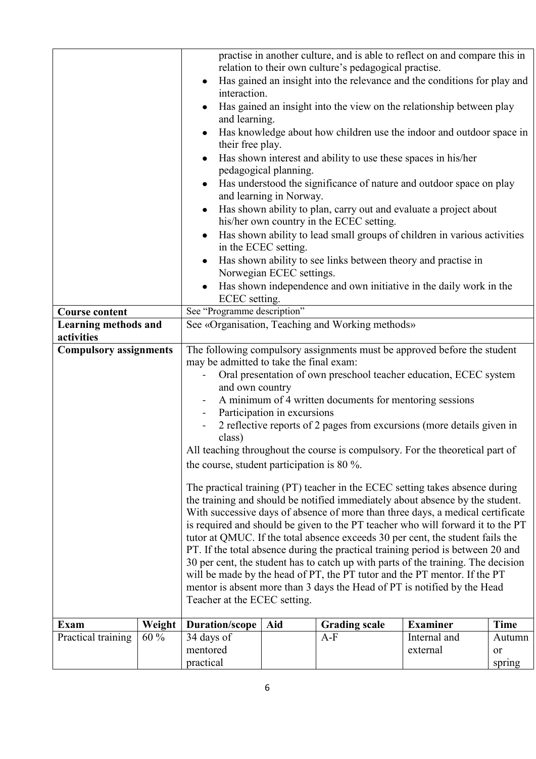| | |
|---|---|
| | practise in another culture, and is able to reflect on and compare this in relation to their own culture's pedagogical practise.<br>• Has gained an insight into the relevance and the conditions for play and interaction.<br>• Has gained an insight into the view on the relationship between play and learning.<br>• Has knowledge about how children use the indoor and outdoor space in their free play.<br>• Has shown interest and ability to use these spaces in his/her pedagogical planning.<br>• Has understood the significance of nature and outdoor space on play and learning in Norway.<br>• Has shown ability to plan, carry out and evaluate a project about his/her own country in the ECEC setting.<br>• Has shown ability to lead small groups of children in various activities in the ECEC setting.<br>• Has shown ability to see links between theory and practise in Norwegian ECEC settings.<br>• Has shown independence and own initiative in the daily work in the ECEC setting. |
| **Course content** | See "Programme description" |
| **Learning methods and activities** | See «Organisation, Teaching and Working methods» |
| **Compulsory assignments** | The following compulsory assignments must be approved before the student may be admitted to take the final exam:<br>- Oral presentation of own preschool teacher education, ECEC system and own country<br>- A minimum of 4 written documents for mentoring sessions<br>- Participation in excursions<br>- 2 reflective reports of 2 pages from excursions (more details given in class)<br>All teaching throughout the course is compulsory. For the theoretical part of the course, student participation is 80 %.<br><br>The practical training (PT) teacher in the ECEC setting takes absence during the training and should be notified immediately about absence by the student. With successive days of absence of more than three days, a medical certificate is required and should be given to the PT teacher who will forward it to the PT tutor at QMUC. If the total absence exceeds 30 per cent, the student fails the PT. If the total absence during the practical training period is between 20 and 30 per cent, the student has to catch up with parts of the training. The decision will be made by the head of PT, the PT tutor and the PT mentor. If the PT mentor is absent more than 3 days the Head of PT is notified by the Head Teacher at the ECEC setting. |

| **Exam** | **Weight** | **Duration/scope** | **Aid** | **Grading scale** | **Examiner** | **Time** |
|---|---|---|---|---|---|---|
| Practical training | 60 % | 34 days of mentored practical | | A-F | Internal and external | Autumn or spring |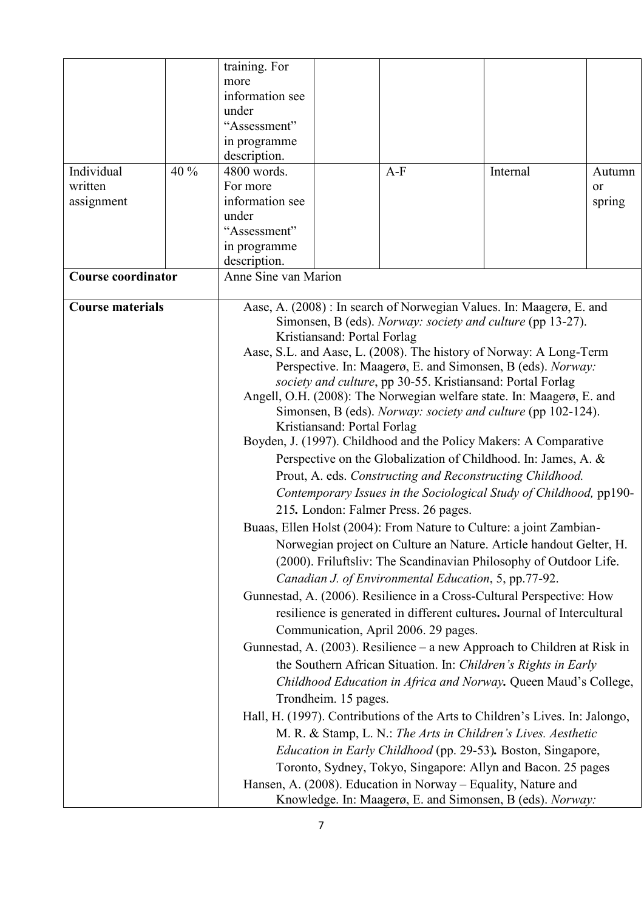| | | | | | | |
|---|---|---|---|---|---|---|
| | | training. For more information see under "Assessment" in programme description. | | | | |
| Individual written assignment | 40 % | 4800 words. For more information see under "Assessment" in programme description. | | A-F | Internal | Autumn or spring |
| **Course coordinator** | | Anne Sine van Marion | | | | |
| **Course materials** | | Aase, A. (2008) : In search of Norwegian Values. In: Maagerø, E. and Simonsen, B (eds). *Norway: society and culture* (pp 13-27). Kristiansand: Portal Forlag<br>Aase, S.L. and Aase, L. (2008). The history of Norway: A Long-Term Perspective. In: Maagerø, E. and Simonsen, B (eds). *Norway: society and culture*, pp 30-55. Kristiansand: Portal Forlag<br>Angell, O.H. (2008): The Norwegian welfare state. In: Maagerø, E. and Simonsen, B (eds). *Norway: society and culture* (pp 102-124). Kristiansand: Portal Forlag<br>Boyden, J. (1997). Childhood and the Policy Makers: A Comparative Perspective on the Globalization of Childhood. In: James, A. & Prout, A. eds. *Constructing and Reconstructing Childhood. Contemporary Issues in the Sociological Study of Childhood,* pp190-215**.** London: Falmer Press. 26 pages.<br>Buaas, Ellen Holst (2004): From Nature to Culture: a joint Zambian-Norwegian project on Culture an Nature. Article handout Gelter, H. (2000). Friluftsliv: The Scandinavian Philosophy of Outdoor Life. *Canadian J. of Environmental Education*, 5, pp.77-92.<br>Gunnestad, A. (2006). Resilience in a Cross-Cultural Perspective: How resilience is generated in different cultures**.** Journal of Intercultural Communication, April 2006. 29 pages.<br>Gunnestad, A. (2003). Resilience – a new Approach to Children at Risk in the Southern African Situation. In: *Children's Rights in Early Childhood Education in Africa and Norway***.** Queen Maud's College, Trondheim. 15 pages.<br>Hall, H. (1997). Contributions of the Arts to Children's Lives. In: Jalongo, M. R. & Stamp, L. N.: *The Arts in Children's Lives. Aesthetic Education in Early Childhood* (pp. 29-53)**.** Boston, Singapore, Toronto, Sydney, Tokyo, Singapore: Allyn and Bacon. 25 pages<br>Hansen, A. (2008). Education in Norway – Equality, Nature and Knowledge. In: Maagerø, E. and Simonsen, B (eds). *Norway:* | | | | |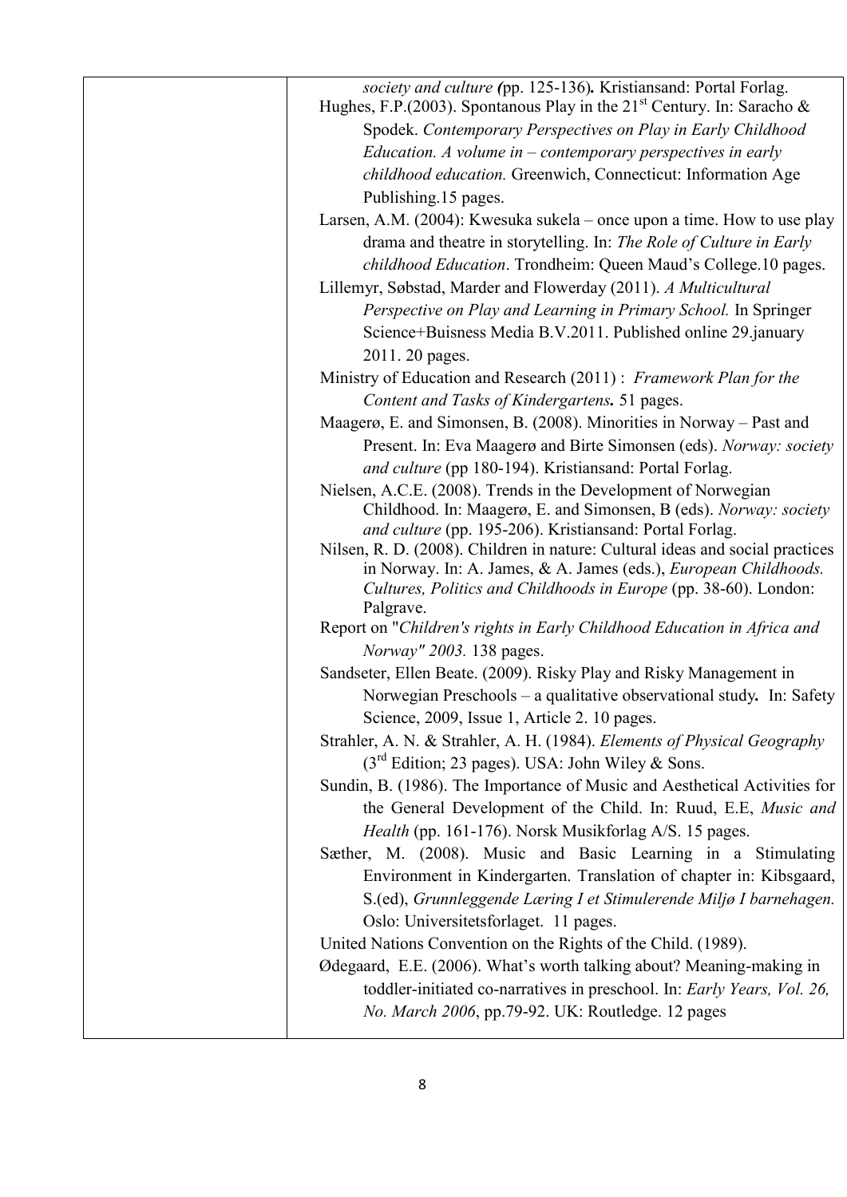| | *society and culture (*pp. 125-136)**.** Kristiansand: Portal Forlag.<br>Hughes, F.P.(2003). Spontanous Play in the 21st Century. In: Saracho & Spodek. *Contemporary Perspectives on Play in Early Childhood Education. A volume in – contemporary perspectives in early childhood education.* Greenwich, Connecticut: Information Age Publishing.15 pages.<br>Larsen, A.M. (2004): Kwesuka sukela – once upon a time. How to use play drama and theatre in storytelling. In: *The Role of Culture in Early childhood Education*. Trondheim: Queen Maud's College.10 pages.<br>Lillemyr, Søbstad, Marder and Flowerday (2011). *A Multicultural Perspective on Play and Learning in Primary School.* In Springer Science+Buisness Media B.V.2011. Published online 29.january 2011. 20 pages.<br>Ministry of Education and Research (2011) : *Framework Plan for the Content and Tasks of Kindergartens***.** 51 pages.<br>Maagerø, E. and Simonsen, B. (2008). Minorities in Norway – Past and Present. In: Eva Maagerø and Birte Simonsen (eds). *Norway: society and culture* (pp 180-194). Kristiansand: Portal Forlag.<br>Nielsen, A.C.E. (2008). Trends in the Development of Norwegian Childhood. In: Maagerø, E. and Simonsen, B (eds). *Norway: society and culture* (pp. 195-206). Kristiansand: Portal Forlag.<br>Nilsen, R. D. (2008). Children in nature: Cultural ideas and social practices in Norway. In: A. James, & A. James (eds.), *European Childhoods. Cultures, Politics and Childhoods in Europe* (pp. 38-60). London: Palgrave.<br>Report on "*Children's rights in Early Childhood Education in Africa and Norway" 2003.* 138 pages.<br>Sandseter, Ellen Beate. (2009). Risky Play and Risky Management in Norwegian Preschools – a qualitative observational study**.** In: Safety Science, 2009, Issue 1, Article 2. 10 pages.<br>Strahler, A. N. & Strahler, A. H. (1984). *Elements of Physical Geography* (3rd Edition; 23 pages). USA: John Wiley & Sons.<br>Sundin, B. (1986). The Importance of Music and Aesthetical Activities for the General Development of the Child. In: Ruud, E.E, *Music and Health* (pp. 161-176). Norsk Musikforlag A/S. 15 pages.<br>Sæther, M. (2008). Music and Basic Learning in a Stimulating Environment in Kindergarten. Translation of chapter in: Kibsgaard, S.(ed), *Grunnleggende Læring I et Stimulerende Miljø I barnehagen.* Oslo: Universitetsforlaget. 11 pages.<br>United Nations Convention on the Rights of the Child. (1989).<br>Ødegaard, E.E. (2006). What's worth talking about? Meaning-making in toddler-initiated co-narratives in preschool. In: *Early Years, Vol. 26, No. March 2006*, pp.79-92. UK: Routledge. 12 pages |
|---|---|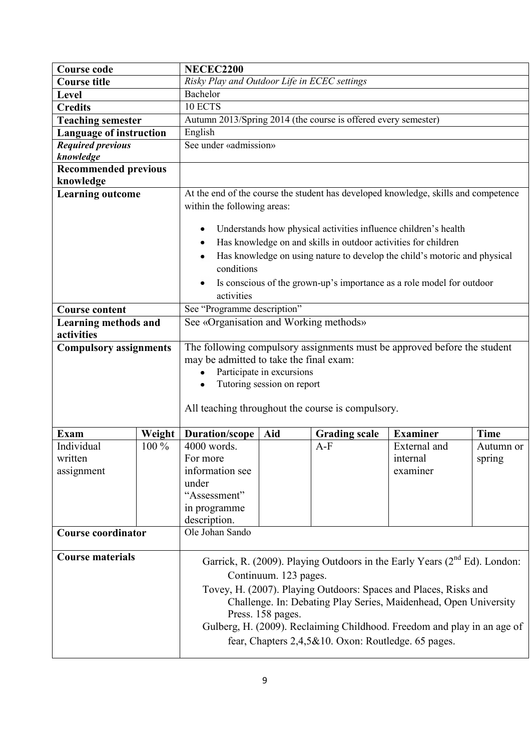| | | | | | | |
|---|---|---|---|---|---|---|
| **Course code** | | **NECEC2200** | | | | |
| **Course title** | | *Risky Play and Outdoor Life in ECEC settings* | | | | |
| **Level** | | Bachelor | | | | |
| **Credits** | | 10 ECTS | | | | |
| **Teaching semester** | | Autumn 2013/Spring 2014 (the course is offered every semester) | | | | |
| **Language of instruction** | | English | | | | |
| ***Required previous knowledge*** | | See under «admission» | | | | |
| **Recommended previous knowledge** | | | | | | |
| **Learning outcome** | | At the end of the course the student has developed knowledge, skills and competence within the following areas:<br>• Understands how physical activities influence children's health<br>• Has knowledge on and skills in outdoor activities for children<br>• Has knowledge on using nature to develop the child's motoric and physical conditions<br>• Is conscious of the grown-up's importance as a role model for outdoor activities | | | | |
| **Course content** | | See "Programme description" | | | | |
| **Learning methods and activities** | | See «Organisation and Working methods» | | | | |
| **Compulsory assignments** | | The following compulsory assignments must be approved before the student may be admitted to take the final exam:<br>• Participate in excursions<br>• Tutoring session on report<br><br>All teaching throughout the course is compulsory. | | | | |
| **Exam** | **Weight** | **Duration/scope** | **Aid** | **Grading scale** | **Examiner** | **Time** |
| Individual written assignment | 100 % | 4000 words. For more information see under "Assessment" in programme description. | | A-F | External and internal examiner | Autumn or spring |
| **Course coordinator** | | Ole Johan Sando | | | | |
| **Course materials** | | Garrick, R. (2009). Playing Outdoors in the Early Years (2nd Ed). London: Continuum. 123 pages.<br>Tovey, H. (2007). Playing Outdoors: Spaces and Places, Risks and Challenge. In: Debating Play Series, Maidenhead, Open University Press. 158 pages.<br>Gulberg, H. (2009). Reclaiming Childhood. Freedom and play in an age of fear, Chapters 2,4,5&10. Oxon: Routledge. 65 pages. | | | | |